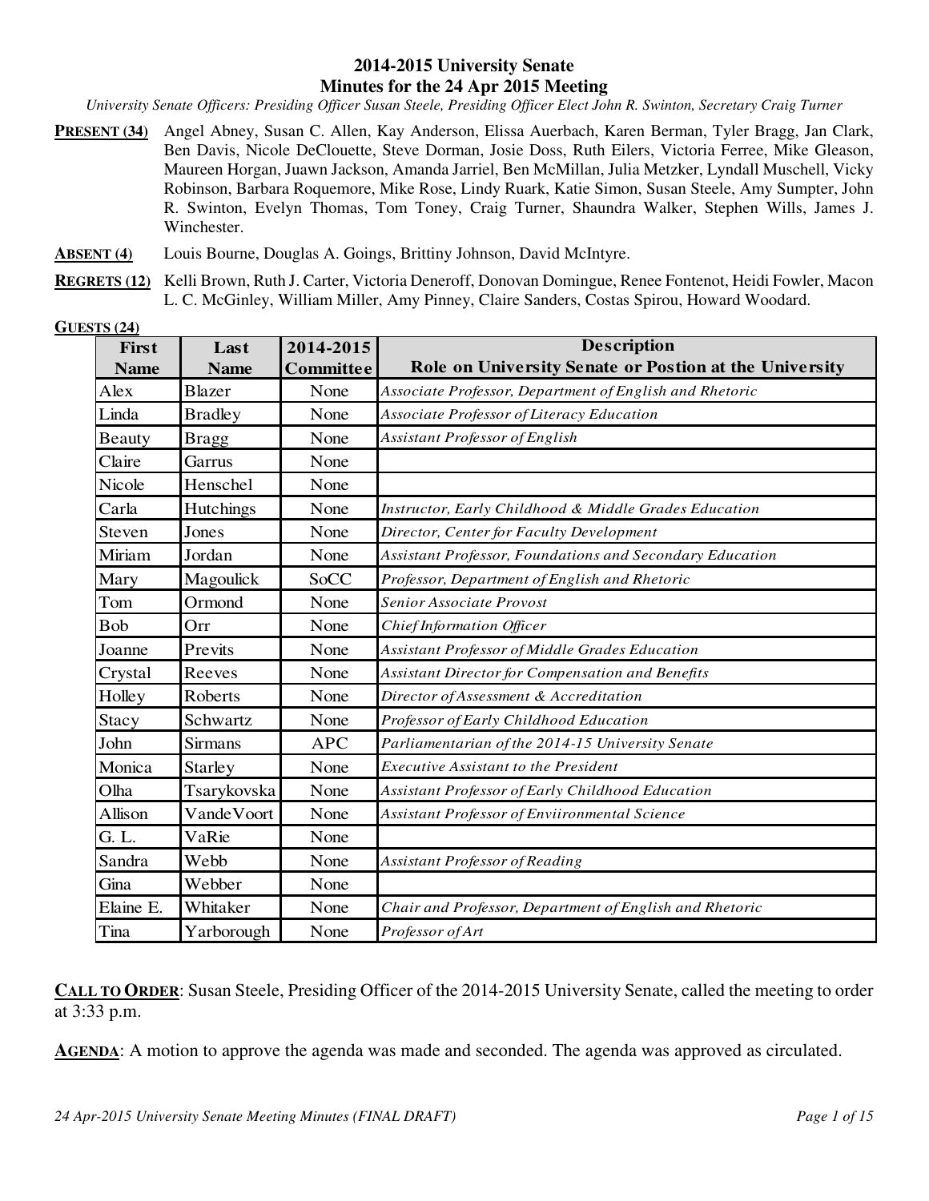# 2014-2015 University Senate
## Minutes for the 24 Apr 2015 Meeting

*University Senate Officers: Presiding Officer Susan Steele, Presiding Officer Elect John R. Swinton, Secretary Craig Turner*

**PRESENT (34)** Angel Abney, Susan C. Allen, Kay Anderson, Elissa Auerbach, Karen Berman, Tyler Bragg, Jan Clark, Ben Davis, Nicole DeClouette, Steve Dorman, Josie Doss, Ruth Eilers, Victoria Ferree, Mike Gleason, Maureen Horgan, Juawn Jackson, Amanda Jarriel, Ben McMillan, Julia Metzker, Lyndall Muschell, Vicky Robinson, Barbara Roquemore, Mike Rose, Lindy Ruark, Katie Simon, Susan Steele, Amy Sumpter, John R. Swinton, Evelyn Thomas, Tom Toney, Craig Turner, Shaundra Walker, Stephen Wills, James J. Winchester.

**ABSENT (4)** Louis Bourne, Douglas A. Goings, Brittiny Johnson, David McIntyre.

**REGRETS (12)** Kelli Brown, Ruth J. Carter, Victoria Deneroff, Donovan Domingue, Renee Fontenot, Heidi Fowler, Macon L. C. McGinley, William Miller, Amy Pinney, Claire Sanders, Costas Spirou, Howard Woodard.

**GUESTS (24)**

| First Name | Last Name | 2014-2015 Committee | Description Role on University Senate or Postion at the University |
|---|---|---|---|
| Alex | Blazer | None | *Associate Professor, Department of English and Rhetoric* |
| Linda | Bradley | None | *Associate Professor of Literacy Education* |
| Beauty | Bragg | None | *Assistant Professor of English* |
| Claire | Garrus | None | |
| Nicole | Henschel | None | |
| Carla | Hutchings | None | *Instructor, Early Childhood & Middle Grades Education* |
| Steven | Jones | None | *Director, Center for Faculty Development* |
| Miriam | Jordan | None | *Assistant Professor, Foundations and Secondary Education* |
| Mary | Magoulick | SoCC | *Professor, Department of English and Rhetoric* |
| Tom | Ormond | None | *Senior Associate Provost* |
| Bob | Orr | None | *Chief Information Officer* |
| Joanne | Previts | None | *Assistant Professor of Middle Grades Education* |
| Crystal | Reeves | None | *Assistant Director for Compensation and Benefits* |
| Holley | Roberts | None | *Director of Assessment & Accreditation* |
| Stacy | Schwartz | None | *Professor of Early Childhood Education* |
| John | Sirmans | APC | *Parliamentarian of the 2014-15 University Senate* |
| Monica | Starley | None | *Executive Assistant to the President* |
| Olha | Tsarykovska | None | *Assistant Professor of Early Childhood Education* |
| Allison | VandeVoort | None | *Assistant Professor of Enviironmental Science* |
| G. L. | VaRie | None | |
| Sandra | Webb | None | *Assistant Professor of Reading* |
| Gina | Webber | None | |
| Elaine E. | Whitaker | None | *Chair and Professor, Department of English and Rhetoric* |
| Tina | Yarborough | None | *Professor of Art* |

**CALL TO ORDER**: Susan Steele, Presiding Officer of the 2014-2015 University Senate, called the meeting to order at 3:33 p.m.

**AGENDA**: A motion to approve the agenda was made and seconded. The agenda was approved as circulated.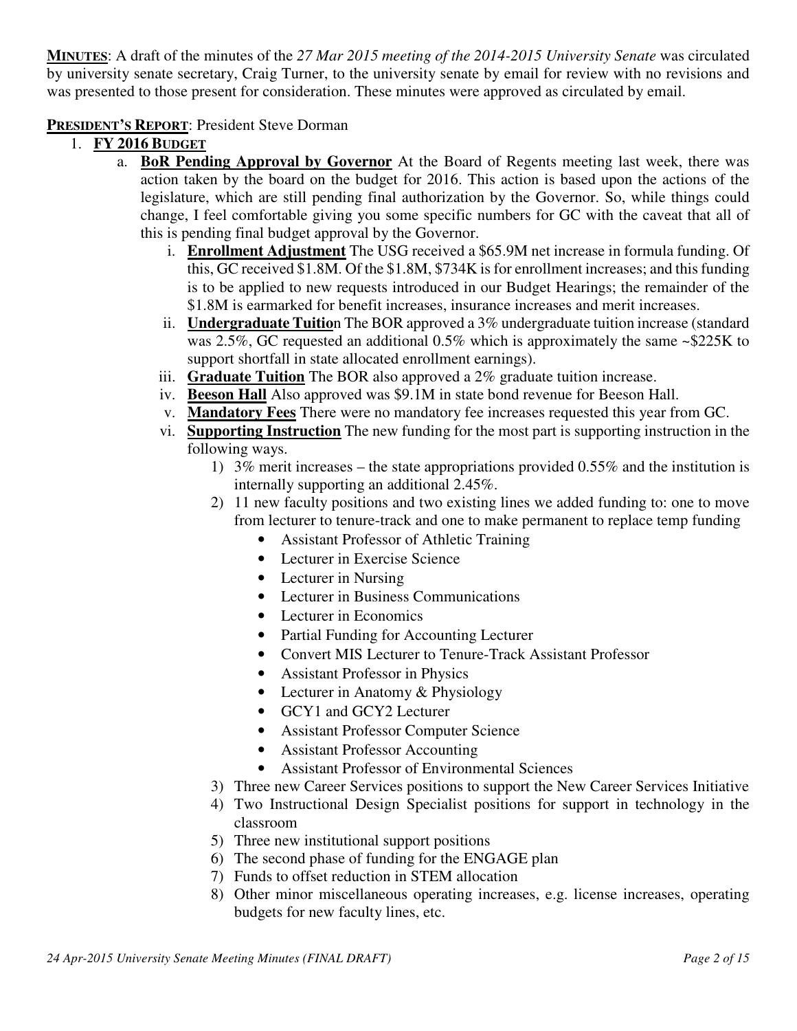**MINUTES**: A draft of the minutes of the *27 Mar 2015 meeting of the 2014-2015 University Senate* was circulated by university senate secretary, Craig Turner, to the university senate by email for review with no revisions and was presented to those present for consideration. These minutes were approved as circulated by email.

**PRESIDENT'S REPORT**: President Steve Dorman

1. **FY 2016 BUDGET**
   a. **BoR Pending Approval by Governor** At the Board of Regents meeting last week, there was action taken by the board on the budget for 2016. This action is based upon the actions of the legislature, which are still pending final authorization by the Governor. So, while things could change, I feel comfortable giving you some specific numbers for GC with the caveat that all of this is pending final budget approval by the Governor.
      i. **Enrollment Adjustment** The USG received a $65.9M net increase in formula funding. Of this, GC received $1.8M. Of the $1.8M, $734K is for enrollment increases; and this funding is to be applied to new requests introduced in our Budget Hearings; the remainder of the $1.8M is earmarked for benefit increases, insurance increases and merit increases.
      ii. **Undergraduate Tuition** The BOR approved a 3% undergraduate tuition increase (standard was 2.5%, GC requested an additional 0.5% which is approximately the same ~$225K to support shortfall in state allocated enrollment earnings).
      iii. **Graduate Tuition** The BOR also approved a 2% graduate tuition increase.
      iv. **Beeson Hall** Also approved was $9.1M in state bond revenue for Beeson Hall.
      v. **Mandatory Fees** There were no mandatory fee increases requested this year from GC.
      vi. **Supporting Instruction** The new funding for the most part is supporting instruction in the following ways.
         1) 3% merit increases – the state appropriations provided 0.55% and the institution is internally supporting an additional 2.45%.
         2) 11 new faculty positions and two existing lines we added funding to: one to move from lecturer to tenure-track and one to make permanent to replace temp funding
            - Assistant Professor of Athletic Training
            - Lecturer in Exercise Science
            - Lecturer in Nursing
            - Lecturer in Business Communications
            - Lecturer in Economics
            - Partial Funding for Accounting Lecturer
            - Convert MIS Lecturer to Tenure-Track Assistant Professor
            - Assistant Professor in Physics
            - Lecturer in Anatomy & Physiology
            - GCY1 and GCY2 Lecturer
            - Assistant Professor Computer Science
            - Assistant Professor Accounting
            - Assistant Professor of Environmental Sciences
         3) Three new Career Services positions to support the New Career Services Initiative
         4) Two Instructional Design Specialist positions for support in technology in the classroom
         5) Three new institutional support positions
         6) The second phase of funding for the ENGAGE plan
         7) Funds to offset reduction in STEM allocation
         8) Other minor miscellaneous operating increases, e.g. license increases, operating budgets for new faculty lines, etc.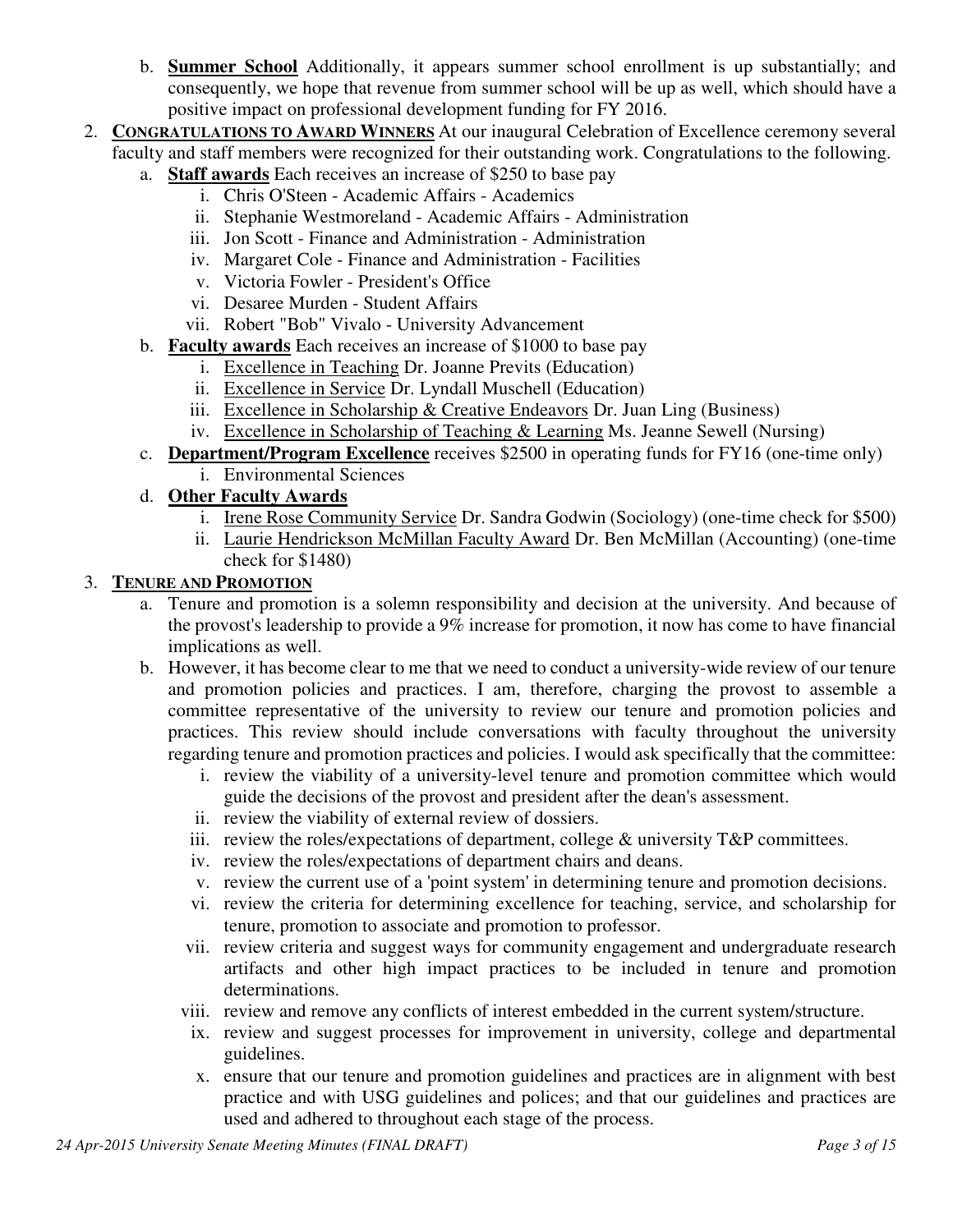b. **Summer School** Additionally, it appears summer school enrollment is up substantially; and consequently, we hope that revenue from summer school will be up as well, which should have a positive impact on professional development funding for FY 2016.

2. **CONGRATULATIONS TO AWARD WINNERS** At our inaugural Celebration of Excellence ceremony several faculty and staff members were recognized for their outstanding work. Congratulations to the following.
   a. **Staff awards** Each receives an increase of $250 to base pay
      i. Chris O'Steen - Academic Affairs - Academics
      ii. Stephanie Westmoreland - Academic Affairs - Administration
      iii. Jon Scott - Finance and Administration - Administration
      iv. Margaret Cole - Finance and Administration - Facilities
      v. Victoria Fowler - President's Office
      vi. Desaree Murden - Student Affairs
      vii. Robert "Bob" Vivalo - University Advancement
   b. **Faculty awards** Each receives an increase of $1000 to base pay
      i. Excellence in Teaching Dr. Joanne Previts (Education)
      ii. Excellence in Service Dr. Lyndall Muschell (Education)
      iii. Excellence in Scholarship & Creative Endeavors Dr. Juan Ling (Business)
      iv. Excellence in Scholarship of Teaching & Learning Ms. Jeanne Sewell (Nursing)
   c. **Department/Program Excellence** receives $2500 in operating funds for FY16 (one-time only)
      i. Environmental Sciences
   d. **Other Faculty Awards**
      i. Irene Rose Community Service Dr. Sandra Godwin (Sociology) (one-time check for $500)
      ii. Laurie Hendrickson McMillan Faculty Award Dr. Ben McMillan (Accounting) (one-time check for $1480)

3. **TENURE AND PROMOTION**
   a. Tenure and promotion is a solemn responsibility and decision at the university. And because of the provost's leadership to provide a 9% increase for promotion, it now has come to have financial implications as well.
   b. However, it has become clear to me that we need to conduct a university-wide review of our tenure and promotion policies and practices. I am, therefore, charging the provost to assemble a committee representative of the university to review our tenure and promotion policies and practices. This review should include conversations with faculty throughout the university regarding tenure and promotion practices and policies. I would ask specifically that the committee:
      i. review the viability of a university-level tenure and promotion committee which would guide the decisions of the provost and president after the dean's assessment.
      ii. review the viability of external review of dossiers.
      iii. review the roles/expectations of department, college & university T&P committees.
      iv. review the roles/expectations of department chairs and deans.
      v. review the current use of a 'point system' in determining tenure and promotion decisions.
      vi. review the criteria for determining excellence for teaching, service, and scholarship for tenure, promotion to associate and promotion to professor.
      vii. review criteria and suggest ways for community engagement and undergraduate research artifacts and other high impact practices to be included in tenure and promotion determinations.
      viii. review and remove any conflicts of interest embedded in the current system/structure.
      ix. review and suggest processes for improvement in university, college and departmental guidelines.
      x. ensure that our tenure and promotion guidelines and practices are in alignment with best practice and with USG guidelines and polices; and that our guidelines and practices are used and adhered to throughout each stage of the process.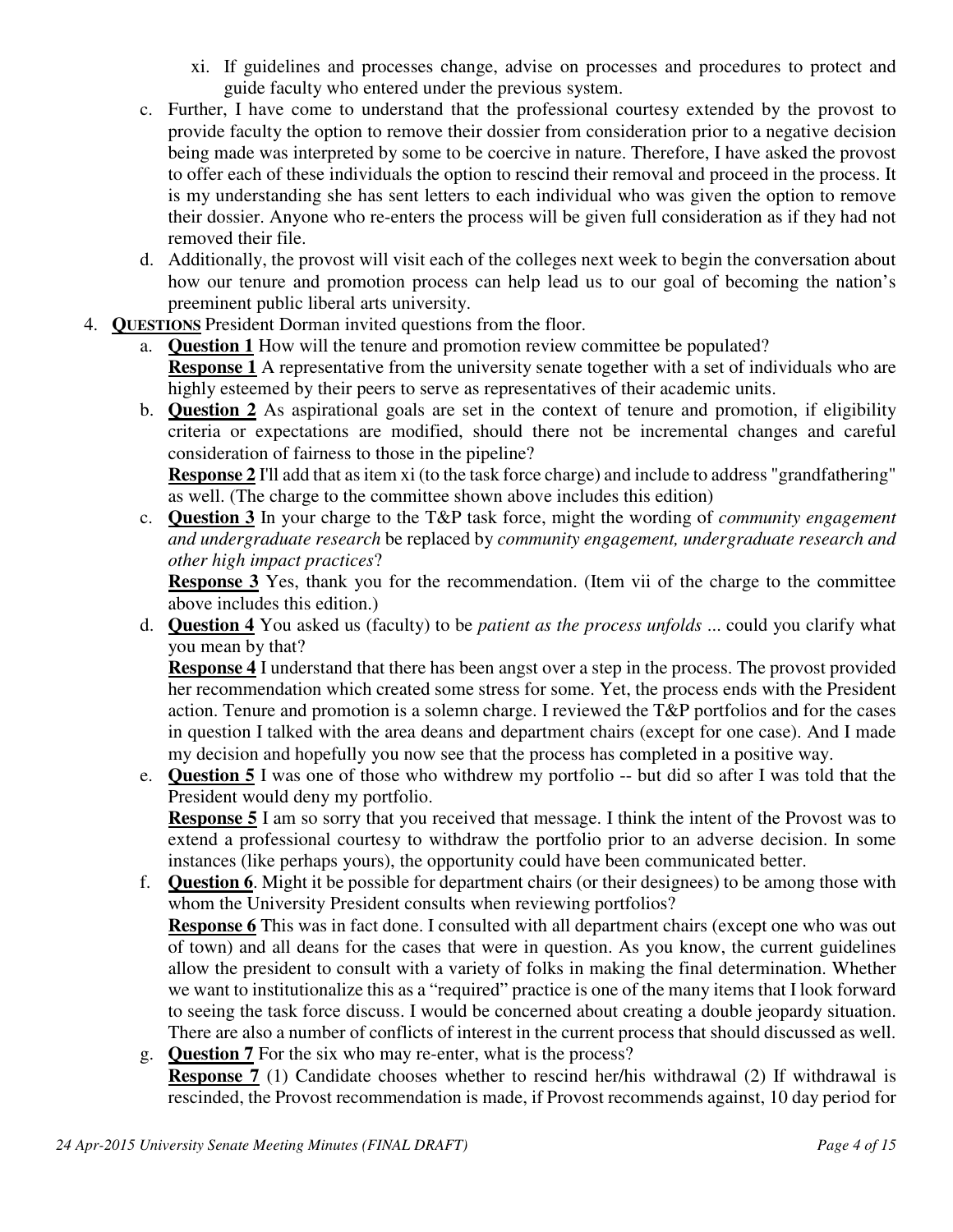xi. If guidelines and processes change, advise on processes and procedures to protect and guide faculty who entered under the previous system.

c. Further, I have come to understand that the professional courtesy extended by the provost to provide faculty the option to remove their dossier from consideration prior to a negative decision being made was interpreted by some to be coercive in nature. Therefore, I have asked the provost to offer each of these individuals the option to rescind their removal and proceed in the process. It is my understanding she has sent letters to each individual who was given the option to remove their dossier. Anyone who re-enters the process will be given full consideration as if they had not removed their file.

d. Additionally, the provost will visit each of the colleges next week to begin the conversation about how our tenure and promotion process can help lead us to our goal of becoming the nation's preeminent public liberal arts university.

4. **QUESTIONS** President Dorman invited questions from the floor.

   a. **Question 1** How will the tenure and promotion review committee be populated?
   **Response 1** A representative from the university senate together with a set of individuals who are highly esteemed by their peers to serve as representatives of their academic units.

   b. **Question 2** As aspirational goals are set in the context of tenure and promotion, if eligibility criteria or expectations are modified, should there not be incremental changes and careful consideration of fairness to those in the pipeline?
   **Response 2** I'll add that as item xi (to the task force charge) and include to address "grandfathering" as well. (The charge to the committee shown above includes this edition)

   c. **Question 3** In your charge to the T&P task force, might the wording of *community engagement and undergraduate research* be replaced by *community engagement, undergraduate research and other high impact practices*?
   **Response 3** Yes, thank you for the recommendation. (Item vii of the charge to the committee above includes this edition.)

   d. **Question 4** You asked us (faculty) to be *patient as the process unfolds* ... could you clarify what you mean by that?
   **Response 4** I understand that there has been angst over a step in the process. The provost provided her recommendation which created some stress for some. Yet, the process ends with the President action. Tenure and promotion is a solemn charge. I reviewed the T&P portfolios and for the cases in question I talked with the area deans and department chairs (except for one case). And I made my decision and hopefully you now see that the process has completed in a positive way.

   e. **Question 5** I was one of those who withdrew my portfolio -- but did so after I was told that the President would deny my portfolio.
   **Response 5** I am so sorry that you received that message. I think the intent of the Provost was to extend a professional courtesy to withdraw the portfolio prior to an adverse decision. In some instances (like perhaps yours), the opportunity could have been communicated better.

   f. **Question 6**. Might it be possible for department chairs (or their designees) to be among those with whom the University President consults when reviewing portfolios?
   **Response 6** This was in fact done. I consulted with all department chairs (except one who was out of town) and all deans for the cases that were in question. As you know, the current guidelines allow the president to consult with a variety of folks in making the final determination. Whether we want to institutionalize this as a "required" practice is one of the many items that I look forward to seeing the task force discuss. I would be concerned about creating a double jeopardy situation. There are also a number of conflicts of interest in the current process that should discussed as well.

   g. **Question 7** For the six who may re-enter, what is the process?
   **Response 7** (1) Candidate chooses whether to rescind her/his withdrawal (2) If withdrawal is rescinded, the Provost recommendation is made, if Provost recommends against, 10 day period for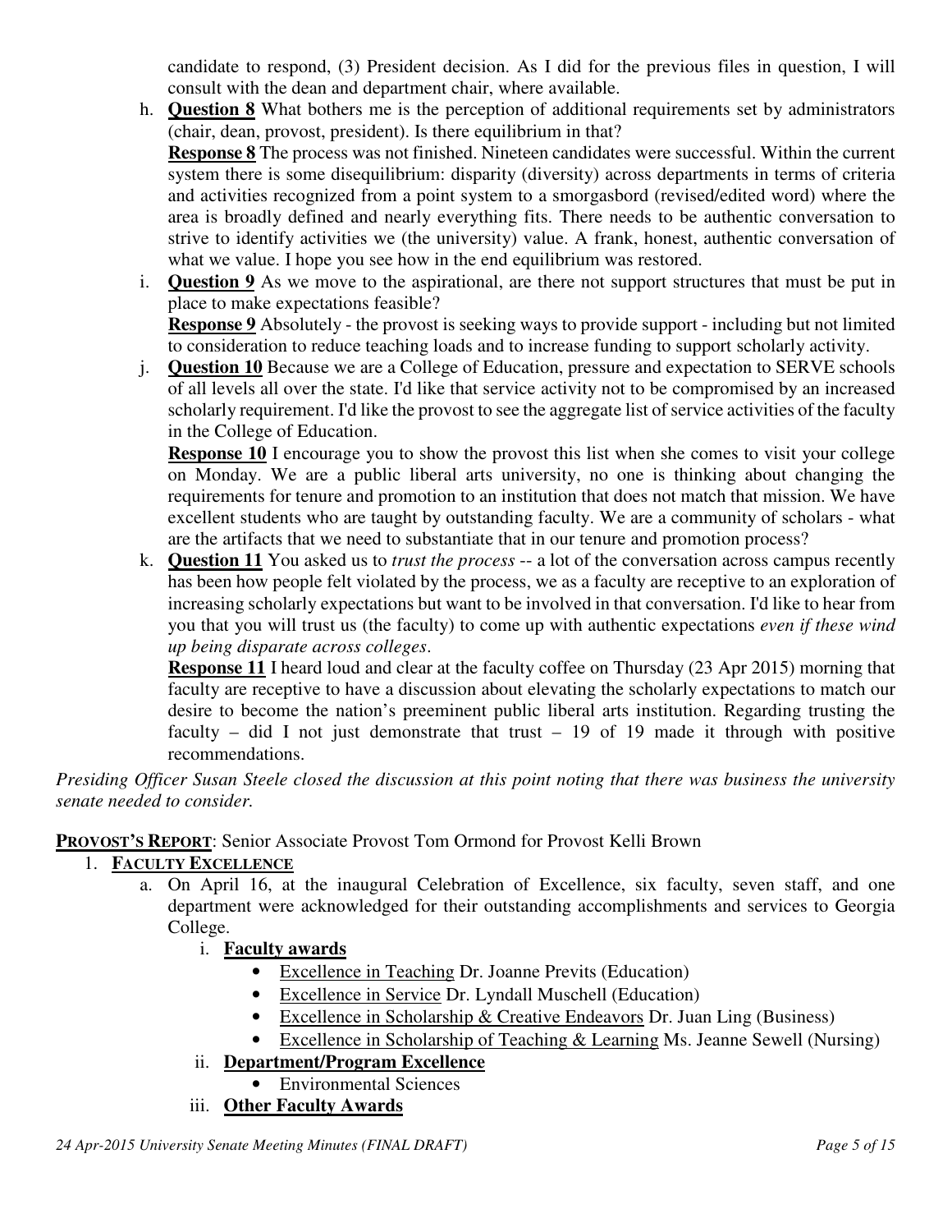candidate to respond, (3) President decision. As I did for the previous files in question, I will consult with the dean and department chair, where available.

h. **Question 8** What bothers me is the perception of additional requirements set by administrators (chair, dean, provost, president). Is there equilibrium in that?
   **Response 8** The process was not finished. Nineteen candidates were successful. Within the current system there is some disequilibrium: disparity (diversity) across departments in terms of criteria and activities recognized from a point system to a smorgasbord (revised/edited word) where the area is broadly defined and nearly everything fits. There needs to be authentic conversation to strive to identify activities we (the university) value. A frank, honest, authentic conversation of what we value. I hope you see how in the end equilibrium was restored.

i. **Question 9** As we move to the aspirational, are there not support structures that must be put in place to make expectations feasible?
   **Response 9** Absolutely - the provost is seeking ways to provide support - including but not limited to consideration to reduce teaching loads and to increase funding to support scholarly activity.

j. **Question 10** Because we are a College of Education, pressure and expectation to SERVE schools of all levels all over the state. I'd like that service activity not to be compromised by an increased scholarly requirement. I'd like the provost to see the aggregate list of service activities of the faculty in the College of Education.
   **Response 10** I encourage you to show the provost this list when she comes to visit your college on Monday. We are a public liberal arts university, no one is thinking about changing the requirements for tenure and promotion to an institution that does not match that mission. We have excellent students who are taught by outstanding faculty. We are a community of scholars - what are the artifacts that we need to substantiate that in our tenure and promotion process?

k. **Question 11** You asked us to *trust the process* -- a lot of the conversation across campus recently has been how people felt violated by the process, we as a faculty are receptive to an exploration of increasing scholarly expectations but want to be involved in that conversation. I'd like to hear from you that you will trust us (the faculty) to come up with authentic expectations *even if these wind up being disparate across colleges*.
   **Response 11** I heard loud and clear at the faculty coffee on Thursday (23 Apr 2015) morning that faculty are receptive to have a discussion about elevating the scholarly expectations to match our desire to become the nation's preeminent public liberal arts institution. Regarding trusting the faculty – did I not just demonstrate that trust – 19 of 19 made it through with positive recommendations.

*Presiding Officer Susan Steele closed the discussion at this point noting that there was business the university senate needed to consider.*

**PROVOST'S REPORT**: Senior Associate Provost Tom Ormond for Provost Kelli Brown

1. **FACULTY EXCELLENCE**
   a. On April 16, at the inaugural Celebration of Excellence, six faculty, seven staff, and one department were acknowledged for their outstanding accomplishments and services to Georgia College.
      i. **Faculty awards**
         - Excellence in Teaching Dr. Joanne Previts (Education)
         - Excellence in Service Dr. Lyndall Muschell (Education)
         - Excellence in Scholarship & Creative Endeavors Dr. Juan Ling (Business)
         - Excellence in Scholarship of Teaching & Learning Ms. Jeanne Sewell (Nursing)
      ii. **Department/Program Excellence**
         - Environmental Sciences
      iii. **Other Faculty Awards**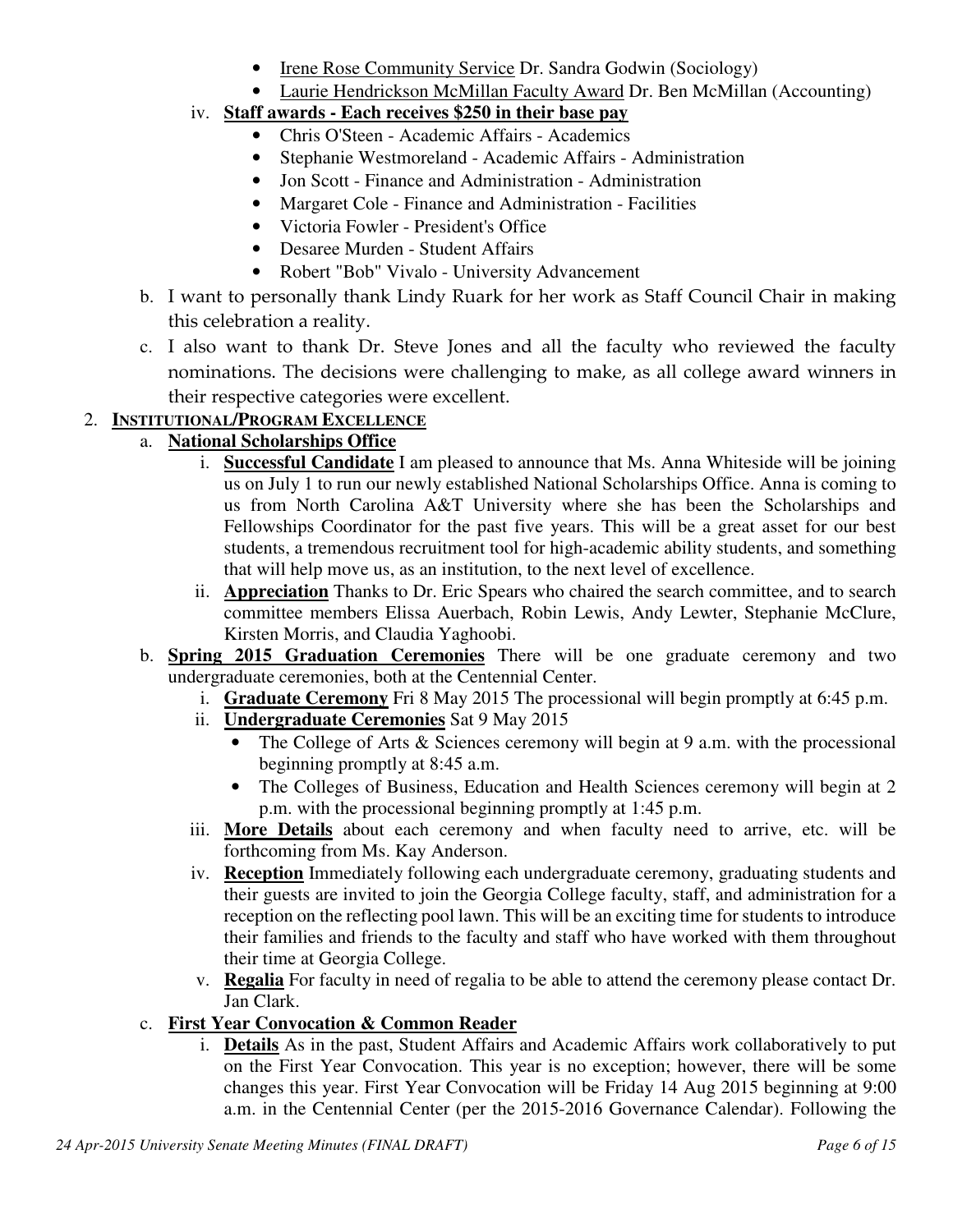- Irene Rose Community Service Dr. Sandra Godwin (Sociology)
- Laurie Hendrickson McMillan Faculty Award Dr. Ben McMillan (Accounting)

iv. **Staff awards - Each receives $250 in their base pay**

- Chris O'Steen - Academic Affairs - Academics
- Stephanie Westmoreland - Academic Affairs - Administration
- Jon Scott - Finance and Administration - Administration
- Margaret Cole - Finance and Administration - Facilities
- Victoria Fowler - President's Office
- Desaree Murden - Student Affairs
- Robert "Bob" Vivalo - University Advancement

b. I want to personally thank Lindy Ruark for her work as Staff Council Chair in making this celebration a reality.

c. I also want to thank Dr. Steve Jones and all the faculty who reviewed the faculty nominations. The decisions were challenging to make, as all college award winners in their respective categories were excellent.

2. **INSTITUTIONAL/PROGRAM EXCELLENCE**

a. **National Scholarships Office**

i. **Successful Candidate** I am pleased to announce that Ms. Anna Whiteside will be joining us on July 1 to run our newly established National Scholarships Office. Anna is coming to us from North Carolina A&T University where she has been the Scholarships and Fellowships Coordinator for the past five years. This will be a great asset for our best students, a tremendous recruitment tool for high-academic ability students, and something that will help move us, as an institution, to the next level of excellence.

ii. **Appreciation** Thanks to Dr. Eric Spears who chaired the search committee, and to search committee members Elissa Auerbach, Robin Lewis, Andy Lewter, Stephanie McClure, Kirsten Morris, and Claudia Yaghoobi.

b. **Spring 2015 Graduation Ceremonies** There will be one graduate ceremony and two undergraduate ceremonies, both at the Centennial Center.

i. **Graduate Ceremony** Fri 8 May 2015 The processional will begin promptly at 6:45 p.m.

ii. **Undergraduate Ceremonies** Sat 9 May 2015

- The College of Arts & Sciences ceremony will begin at 9 a.m. with the processional beginning promptly at 8:45 a.m.
- The Colleges of Business, Education and Health Sciences ceremony will begin at 2 p.m. with the processional beginning promptly at 1:45 p.m.

iii. **More Details** about each ceremony and when faculty need to arrive, etc. will be forthcoming from Ms. Kay Anderson.

iv. **Reception** Immediately following each undergraduate ceremony, graduating students and their guests are invited to join the Georgia College faculty, staff, and administration for a reception on the reflecting pool lawn. This will be an exciting time for students to introduce their families and friends to the faculty and staff who have worked with them throughout their time at Georgia College.

v. **Regalia** For faculty in need of regalia to be able to attend the ceremony please contact Dr. Jan Clark.

c. **First Year Convocation & Common Reader**

i. **Details** As in the past, Student Affairs and Academic Affairs work collaboratively to put on the First Year Convocation. This year is no exception; however, there will be some changes this year. First Year Convocation will be Friday 14 Aug 2015 beginning at 9:00 a.m. in the Centennial Center (per the 2015-2016 Governance Calendar). Following the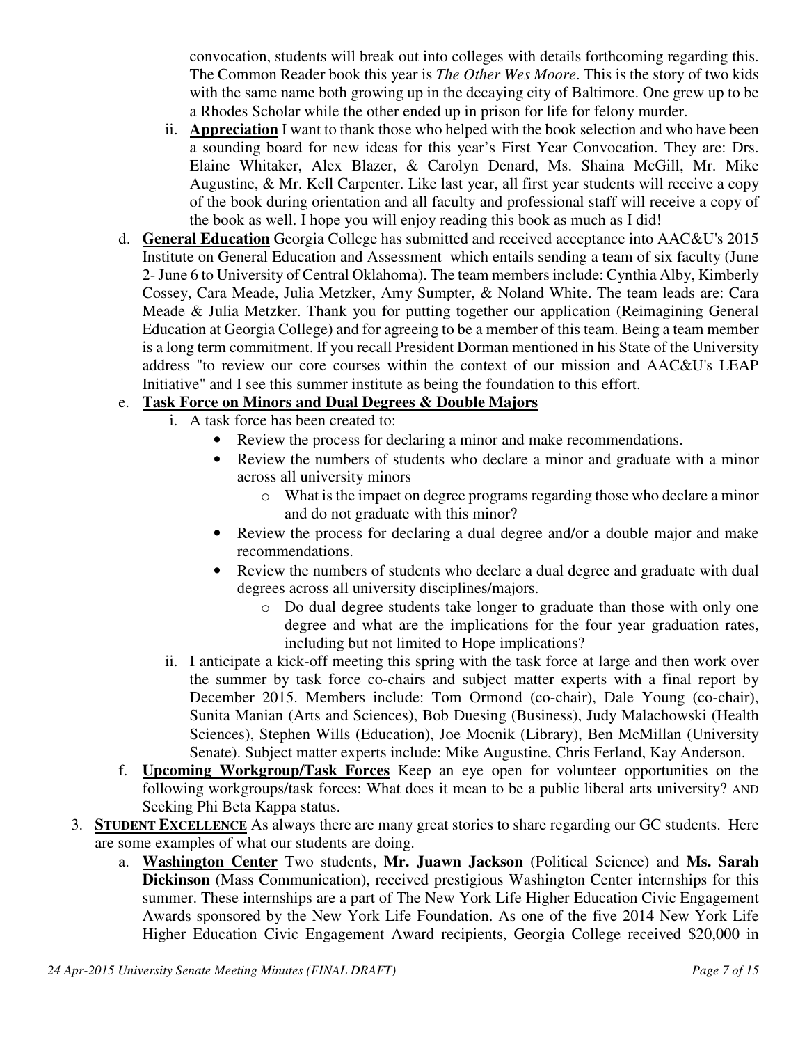convocation, students will break out into colleges with details forthcoming regarding this. The Common Reader book this year is *The Other Wes Moore*. This is the story of two kids with the same name both growing up in the decaying city of Baltimore. One grew up to be a Rhodes Scholar while the other ended up in prison for life for felony murder.

   ii. **Appreciation** I want to thank those who helped with the book selection and who have been a sounding board for new ideas for this year's First Year Convocation. They are: Drs. Elaine Whitaker, Alex Blazer, & Carolyn Denard, Ms. Shaina McGill, Mr. Mike Augustine, & Mr. Kell Carpenter. Like last year, all first year students will receive a copy of the book during orientation and all faculty and professional staff will receive a copy of the book as well. I hope you will enjoy reading this book as much as I did!

d. **General Education** Georgia College has submitted and received acceptance into AAC&U's 2015 Institute on General Education and Assessment which entails sending a team of six faculty (June 2- June 6 to University of Central Oklahoma). The team members include: Cynthia Alby, Kimberly Cossey, Cara Meade, Julia Metzker, Amy Sumpter, & Noland White. The team leads are: Cara Meade & Julia Metzker. Thank you for putting together our application (Reimagining General Education at Georgia College) and for agreeing to be a member of this team. Being a team member is a long term commitment. If you recall President Dorman mentioned in his State of the University address "to review our core courses within the context of our mission and AAC&U's LEAP Initiative" and I see this summer institute as being the foundation to this effort.

e. **Task Force on Minors and Dual Degrees & Double Majors**

   i. A task force has been created to:
      - Review the process for declaring a minor and make recommendations.
      - Review the numbers of students who declare a minor and graduate with a minor across all university minors
        - What is the impact on degree programs regarding those who declare a minor and do not graduate with this minor?
      - Review the process for declaring a dual degree and/or a double major and make recommendations.
      - Review the numbers of students who declare a dual degree and graduate with dual degrees across all university disciplines/majors.
        - Do dual degree students take longer to graduate than those with only one degree and what are the implications for the four year graduation rates, including but not limited to Hope implications?

   ii. I anticipate a kick-off meeting this spring with the task force at large and then work over the summer by task force co-chairs and subject matter experts with a final report by December 2015. Members include: Tom Ormond (co-chair), Dale Young (co-chair), Sunita Manian (Arts and Sciences), Bob Duesing (Business), Judy Malachowski (Health Sciences), Stephen Wills (Education), Joe Mocnik (Library), Ben McMillan (University Senate). Subject matter experts include: Mike Augustine, Chris Ferland, Kay Anderson.

f. **Upcoming Workgroup/Task Forces** Keep an eye open for volunteer opportunities on the following workgroups/task forces: What does it mean to be a public liberal arts university? AND Seeking Phi Beta Kappa status.

3. **STUDENT EXCELLENCE** As always there are many great stories to share regarding our GC students. Here are some examples of what our students are doing.

   a. **Washington Center** Two students, **Mr. Juawn Jackson** (Political Science) and **Ms. Sarah Dickinson** (Mass Communication), received prestigious Washington Center internships for this summer. These internships are a part of The New York Life Higher Education Civic Engagement Awards sponsored by the New York Life Foundation. As one of the five 2014 New York Life Higher Education Civic Engagement Award recipients, Georgia College received \$20,000 in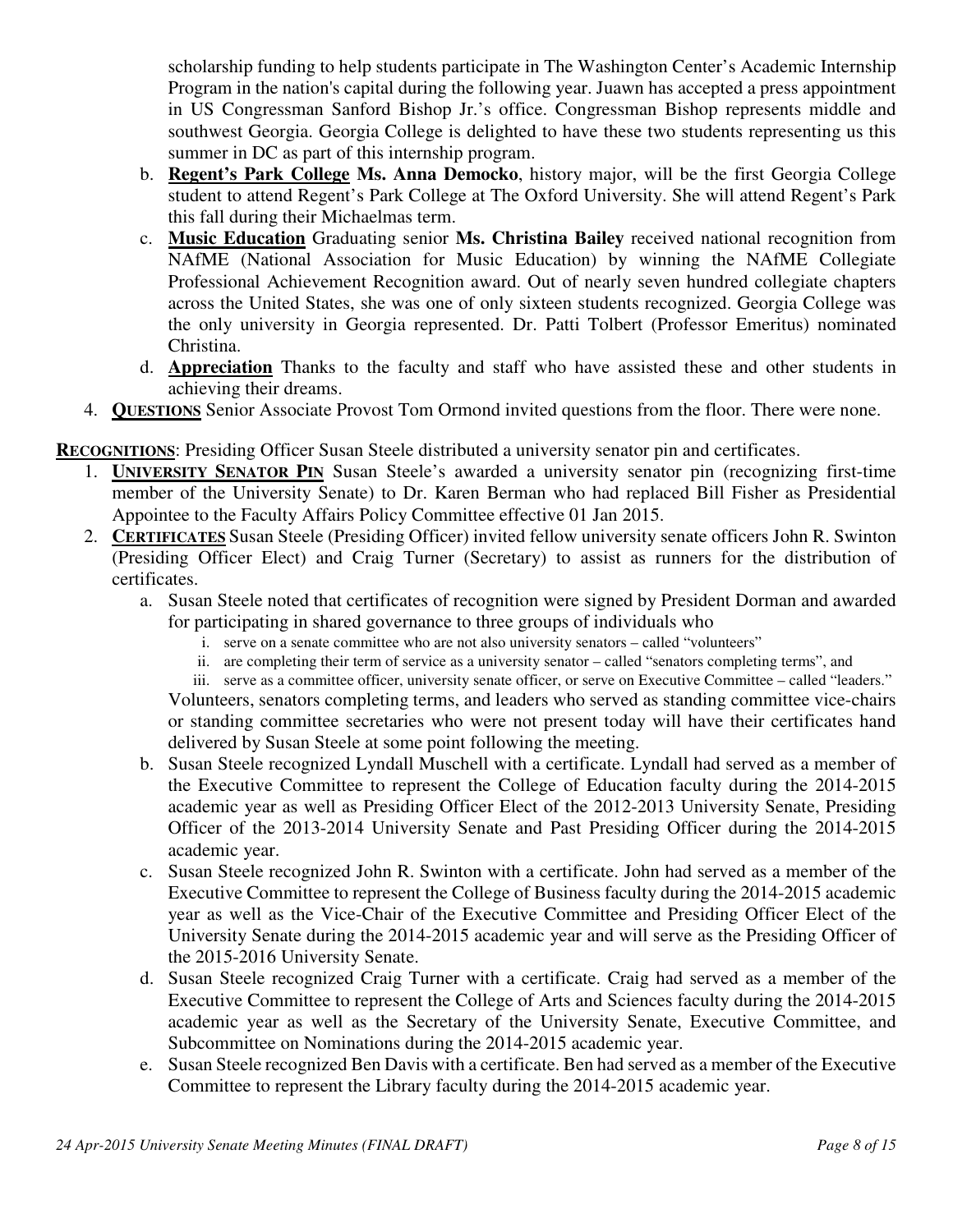scholarship funding to help students participate in The Washington Center's Academic Internship Program in the nation's capital during the following year. Juawn has accepted a press appointment in US Congressman Sanford Bishop Jr.'s office. Congressman Bishop represents middle and southwest Georgia. Georgia College is delighted to have these two students representing us this summer in DC as part of this internship program.

   b. **Regent's Park College** **Ms. Anna Democko**, history major, will be the first Georgia College student to attend Regent's Park College at The Oxford University. She will attend Regent's Park this fall during their Michaelmas term.

   c. **Music Education** Graduating senior **Ms. Christina Bailey** received national recognition from NAfME (National Association for Music Education) by winning the NAfME Collegiate Professional Achievement Recognition award. Out of nearly seven hundred collegiate chapters across the United States, she was one of only sixteen students recognized. Georgia College was the only university in Georgia represented. Dr. Patti Tolbert (Professor Emeritus) nominated Christina.

   d. **Appreciation** Thanks to the faculty and staff who have assisted these and other students in achieving their dreams.

4. **QUESTIONS** Senior Associate Provost Tom Ormond invited questions from the floor. There were none.

**RECOGNITIONS**: Presiding Officer Susan Steele distributed a university senator pin and certificates.

1. **UNIVERSITY SENATOR PIN** Susan Steele's awarded a university senator pin (recognizing first-time member of the University Senate) to Dr. Karen Berman who had replaced Bill Fisher as Presidential Appointee to the Faculty Affairs Policy Committee effective 01 Jan 2015.
2. **CERTIFICATES** Susan Steele (Presiding Officer) invited fellow university senate officers John R. Swinton (Presiding Officer Elect) and Craig Turner (Secretary) to assist as runners for the distribution of certificates.
   a. Susan Steele noted that certificates of recognition were signed by President Dorman and awarded for participating in shared governance to three groups of individuals who
      i. serve on a senate committee who are not also university senators – called "volunteers"
      ii. are completing their term of service as a university senator – called "senators completing terms", and
      iii. serve as a committee officer, university senate officer, or serve on Executive Committee – called "leaders."

      Volunteers, senators completing terms, and leaders who served as standing committee vice-chairs or standing committee secretaries who were not present today will have their certificates hand delivered by Susan Steele at some point following the meeting.
   b. Susan Steele recognized Lyndall Muschell with a certificate. Lyndall had served as a member of the Executive Committee to represent the College of Education faculty during the 2014-2015 academic year as well as Presiding Officer Elect of the 2012-2013 University Senate, Presiding Officer of the 2013-2014 University Senate and Past Presiding Officer during the 2014-2015 academic year.
   c. Susan Steele recognized John R. Swinton with a certificate. John had served as a member of the Executive Committee to represent the College of Business faculty during the 2014-2015 academic year as well as the Vice-Chair of the Executive Committee and Presiding Officer Elect of the University Senate during the 2014-2015 academic year and will serve as the Presiding Officer of the 2015-2016 University Senate.
   d. Susan Steele recognized Craig Turner with a certificate. Craig had served as a member of the Executive Committee to represent the College of Arts and Sciences faculty during the 2014-2015 academic year as well as the Secretary of the University Senate, Executive Committee, and Subcommittee on Nominations during the 2014-2015 academic year.
   e. Susan Steele recognized Ben Davis with a certificate. Ben had served as a member of the Executive Committee to represent the Library faculty during the 2014-2015 academic year.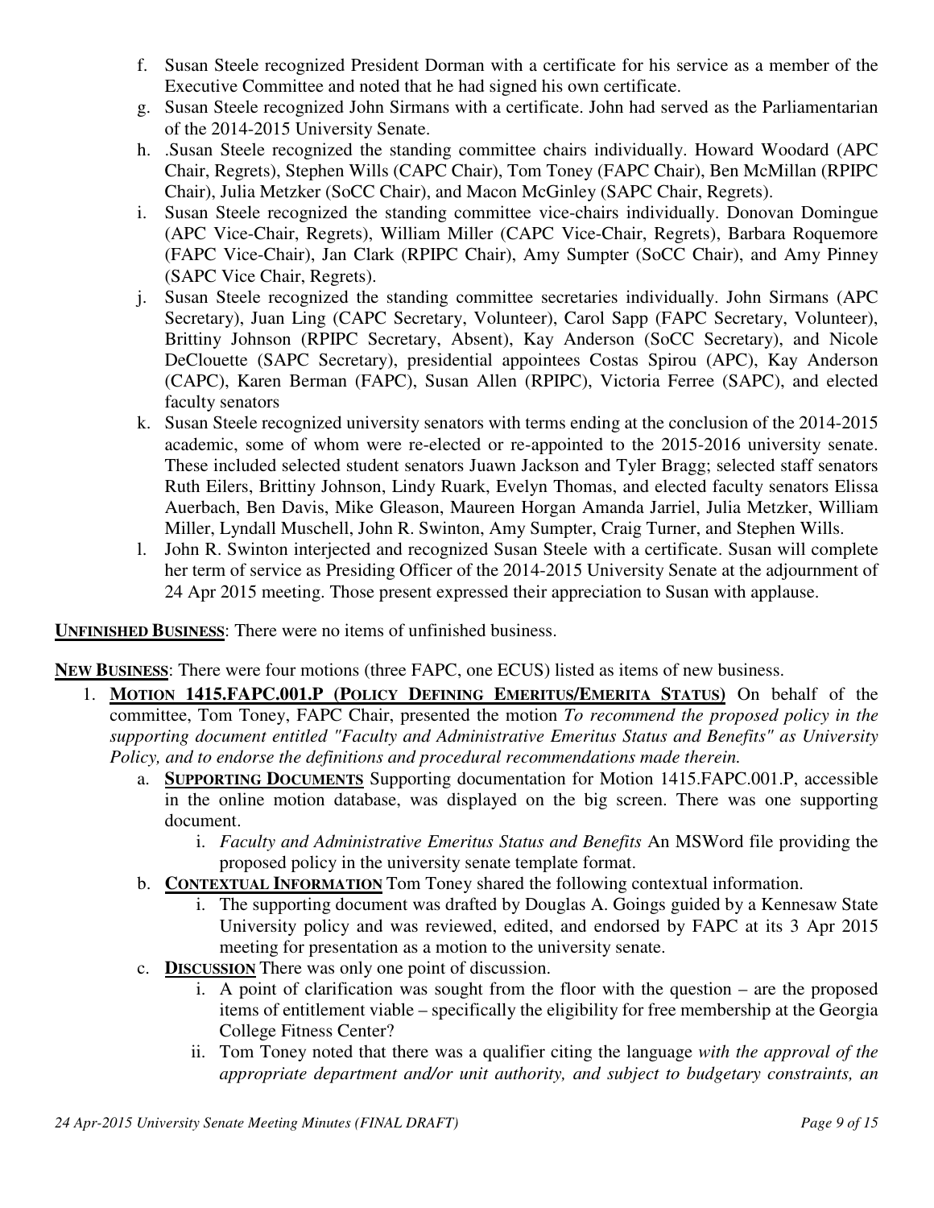f. Susan Steele recognized President Dorman with a certificate for his service as a member of the Executive Committee and noted that he had signed his own certificate.
g. Susan Steele recognized John Sirmans with a certificate. John had served as the Parliamentarian of the 2014-2015 University Senate.
h. .Susan Steele recognized the standing committee chairs individually. Howard Woodard (APC Chair, Regrets), Stephen Wills (CAPC Chair), Tom Toney (FAPC Chair), Ben McMillan (RPIPC Chair), Julia Metzker (SoCC Chair), and Macon McGinley (SAPC Chair, Regrets).
i. Susan Steele recognized the standing committee vice-chairs individually. Donovan Domingue (APC Vice-Chair, Regrets), William Miller (CAPC Vice-Chair, Regrets), Barbara Roquemore (FAPC Vice-Chair), Jan Clark (RPIPC Chair), Amy Sumpter (SoCC Chair), and Amy Pinney (SAPC Vice Chair, Regrets).
j. Susan Steele recognized the standing committee secretaries individually. John Sirmans (APC Secretary), Juan Ling (CAPC Secretary, Volunteer), Carol Sapp (FAPC Secretary, Volunteer), Brittiny Johnson (RPIPC Secretary, Absent), Kay Anderson (SoCC Secretary), and Nicole DeClouette (SAPC Secretary), presidential appointees Costas Spirou (APC), Kay Anderson (CAPC), Karen Berman (FAPC), Susan Allen (RPIPC), Victoria Ferree (SAPC), and elected faculty senators
k. Susan Steele recognized university senators with terms ending at the conclusion of the 2014-2015 academic, some of whom were re-elected or re-appointed to the 2015-2016 university senate. These included selected student senators Juawn Jackson and Tyler Bragg; selected staff senators Ruth Eilers, Brittiny Johnson, Lindy Ruark, Evelyn Thomas, and elected faculty senators Elissa Auerbach, Ben Davis, Mike Gleason, Maureen Horgan Amanda Jarriel, Julia Metzker, William Miller, Lyndall Muschell, John R. Swinton, Amy Sumpter, Craig Turner, and Stephen Wills.
l. John R. Swinton interjected and recognized Susan Steele with a certificate. Susan will complete her term of service as Presiding Officer of the 2014-2015 University Senate at the adjournment of 24 Apr 2015 meeting. Those present expressed their appreciation to Susan with applause.

**UNFINISHED BUSINESS**: There were no items of unfinished business.

**NEW BUSINESS**: There were four motions (three FAPC, one ECUS) listed as items of new business.

1. **MOTION 1415.FAPC.001.P (POLICY DEFINING EMERITUS/EMERITA STATUS)** On behalf of the committee, Tom Toney, FAPC Chair, presented the motion *To recommend the proposed policy in the supporting document entitled "Faculty and Administrative Emeritus Status and Benefits" as University Policy, and to endorse the definitions and procedural recommendations made therein.*
   a. **SUPPORTING DOCUMENTS** Supporting documentation for Motion 1415.FAPC.001.P, accessible in the online motion database, was displayed on the big screen. There was one supporting document.
      i. *Faculty and Administrative Emeritus Status and Benefits* An MSWord file providing the proposed policy in the university senate template format.
   b. **CONTEXTUAL INFORMATION** Tom Toney shared the following contextual information.
      i. The supporting document was drafted by Douglas A. Goings guided by a Kennesaw State University policy and was reviewed, edited, and endorsed by FAPC at its 3 Apr 2015 meeting for presentation as a motion to the university senate.
   c. **DISCUSSION** There was only one point of discussion.
      i. A point of clarification was sought from the floor with the question – are the proposed items of entitlement viable – specifically the eligibility for free membership at the Georgia College Fitness Center?
      ii. Tom Toney noted that there was a qualifier citing the language *with the approval of the appropriate department and/or unit authority, and subject to budgetary constraints, an*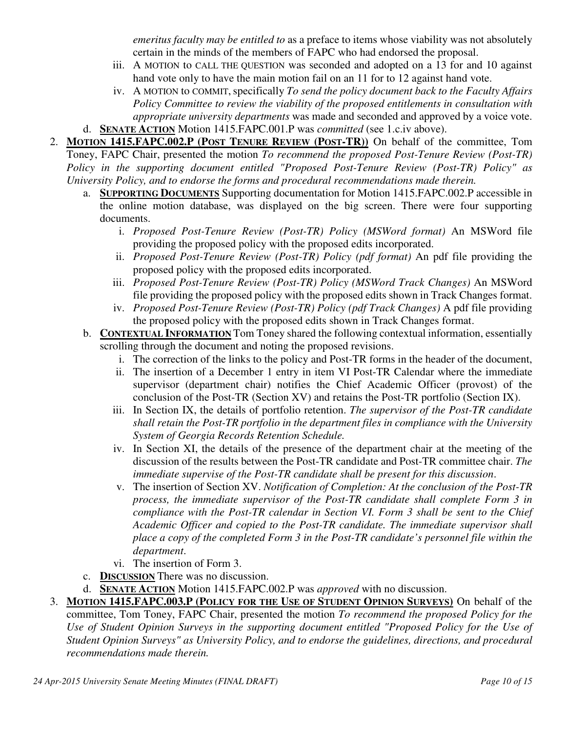*emeritus faculty may be entitled to* as a preface to items whose viability was not absolutely certain in the minds of the members of FAPC who had endorsed the proposal.

iii. A MOTION to CALL THE QUESTION was seconded and adopted on a 13 for and 10 against hand vote only to have the main motion fail on an 11 for to 12 against hand vote.

iv. A MOTION to COMMIT, specifically *To send the policy document back to the Faculty Affairs Policy Committee to review the viability of the proposed entitlements in consultation with appropriate university departments* was made and seconded and approved by a voice vote.

d. **SENATE ACTION** Motion 1415.FAPC.001.P was *committed* (see 1.c.iv above).

2. **MOTION 1415.FAPC.002.P (POST TENURE REVIEW (POST-TR))** On behalf of the committee, Tom Toney, FAPC Chair, presented the motion *To recommend the proposed Post-Tenure Review (Post-TR) Policy in the supporting document entitled "Proposed Post-Tenure Review (Post-TR) Policy" as University Policy, and to endorse the forms and procedural recommendations made therein.*

   a. **SUPPORTING DOCUMENTS** Supporting documentation for Motion 1415.FAPC.002.P accessible in the online motion database, was displayed on the big screen. There were four supporting documents.

      i. *Proposed Post-Tenure Review (Post-TR) Policy (MSWord format)* An MSWord file providing the proposed policy with the proposed edits incorporated.

      ii. *Proposed Post-Tenure Review (Post-TR) Policy (pdf format)* An pdf file providing the proposed policy with the proposed edits incorporated.

      iii. *Proposed Post-Tenure Review (Post-TR) Policy (MSWord Track Changes)* An MSWord file providing the proposed policy with the proposed edits shown in Track Changes format.

      iv. *Proposed Post-Tenure Review (Post-TR) Policy (pdf Track Changes)* A pdf file providing the proposed policy with the proposed edits shown in Track Changes format.

   b. **CONTEXTUAL INFORMATION** Tom Toney shared the following contextual information, essentially scrolling through the document and noting the proposed revisions.

      i. The correction of the links to the policy and Post-TR forms in the header of the document,

      ii. The insertion of a December 1 entry in item VI Post-TR Calendar where the immediate supervisor (department chair) notifies the Chief Academic Officer (provost) of the conclusion of the Post-TR (Section XV) and retains the Post-TR portfolio (Section IX).

      iii. In Section IX, the details of portfolio retention. *The supervisor of the Post-TR candidate shall retain the Post-TR portfolio in the department files in compliance with the University System of Georgia Records Retention Schedule.*

      iv. In Section XI, the details of the presence of the department chair at the meeting of the discussion of the results between the Post-TR candidate and Post-TR committee chair. *The immediate supervise of the Post-TR candidate shall be present for this discussion*.

      v. The insertion of Section XV. *Notification of Completion: At the conclusion of the Post-TR process, the immediate supervisor of the Post-TR candidate shall complete Form 3 in compliance with the Post-TR calendar in Section VI. Form 3 shall be sent to the Chief Academic Officer and copied to the Post-TR candidate. The immediate supervisor shall place a copy of the completed Form 3 in the Post-TR candidate's personnel file within the department*.

      vi. The insertion of Form 3.

   c. **DISCUSSION** There was no discussion.

   d. **SENATE ACTION** Motion 1415.FAPC.002.P was *approved* with no discussion.

3. **MOTION 1415.FAPC.003.P (POLICY FOR THE USE OF STUDENT OPINION SURVEYS)** On behalf of the committee, Tom Toney, FAPC Chair, presented the motion *To recommend the proposed Policy for the Use of Student Opinion Surveys in the supporting document entitled "Proposed Policy for the Use of Student Opinion Surveys" as University Policy, and to endorse the guidelines, directions, and procedural recommendations made therein.*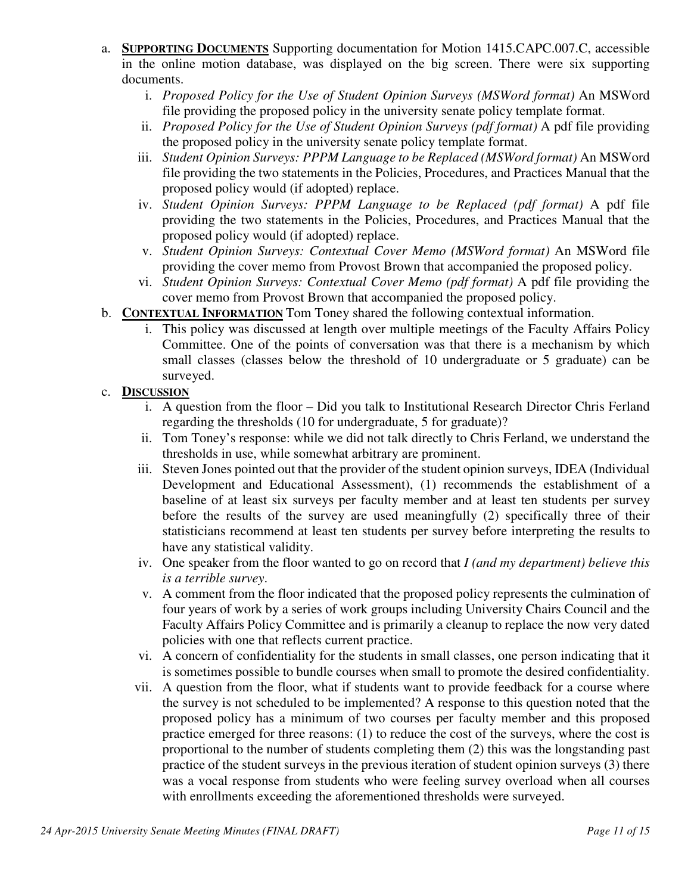a. **SUPPORTING DOCUMENTS** Supporting documentation for Motion 1415.CAPC.007.C, accessible in the online motion database, was displayed on the big screen. There were six supporting documents.

   i. *Proposed Policy for the Use of Student Opinion Surveys (MSWord format)* An MSWord file providing the proposed policy in the university senate policy template format.

   ii. *Proposed Policy for the Use of Student Opinion Surveys (pdf format)* A pdf file providing the proposed policy in the university senate policy template format.

   iii. *Student Opinion Surveys: PPPM Language to be Replaced (MSWord format)* An MSWord file providing the two statements in the Policies, Procedures, and Practices Manual that the proposed policy would (if adopted) replace.

   iv. *Student Opinion Surveys: PPPM Language to be Replaced (pdf format)* A pdf file providing the two statements in the Policies, Procedures, and Practices Manual that the proposed policy would (if adopted) replace.

   v. *Student Opinion Surveys: Contextual Cover Memo (MSWord format)* An MSWord file providing the cover memo from Provost Brown that accompanied the proposed policy.

   vi. *Student Opinion Surveys: Contextual Cover Memo (pdf format)* A pdf file providing the cover memo from Provost Brown that accompanied the proposed policy.

b. **CONTEXTUAL INFORMATION** Tom Toney shared the following contextual information.

   i. This policy was discussed at length over multiple meetings of the Faculty Affairs Policy Committee. One of the points of conversation was that there is a mechanism by which small classes (classes below the threshold of 10 undergraduate or 5 graduate) can be surveyed.

c. **DISCUSSION**

   i. A question from the floor – Did you talk to Institutional Research Director Chris Ferland regarding the thresholds (10 for undergraduate, 5 for graduate)?

   ii. Tom Toney's response: while we did not talk directly to Chris Ferland, we understand the thresholds in use, while somewhat arbitrary are prominent.

   iii. Steven Jones pointed out that the provider of the student opinion surveys, IDEA (Individual Development and Educational Assessment), (1) recommends the establishment of a baseline of at least six surveys per faculty member and at least ten students per survey before the results of the survey are used meaningfully (2) specifically three of their statisticians recommend at least ten students per survey before interpreting the results to have any statistical validity.

   iv. One speaker from the floor wanted to go on record that *I (and my department) believe this is a terrible survey*.

   v. A comment from the floor indicated that the proposed policy represents the culmination of four years of work by a series of work groups including University Chairs Council and the Faculty Affairs Policy Committee and is primarily a cleanup to replace the now very dated policies with one that reflects current practice.

   vi. A concern of confidentiality for the students in small classes, one person indicating that it is sometimes possible to bundle courses when small to promote the desired confidentiality.

   vii. A question from the floor, what if students want to provide feedback for a course where the survey is not scheduled to be implemented? A response to this question noted that the proposed policy has a minimum of two courses per faculty member and this proposed practice emerged for three reasons: (1) to reduce the cost of the surveys, where the cost is proportional to the number of students completing them (2) this was the longstanding past practice of the student surveys in the previous iteration of student opinion surveys (3) there was a vocal response from students who were feeling survey overload when all courses with enrollments exceeding the aforementioned thresholds were surveyed.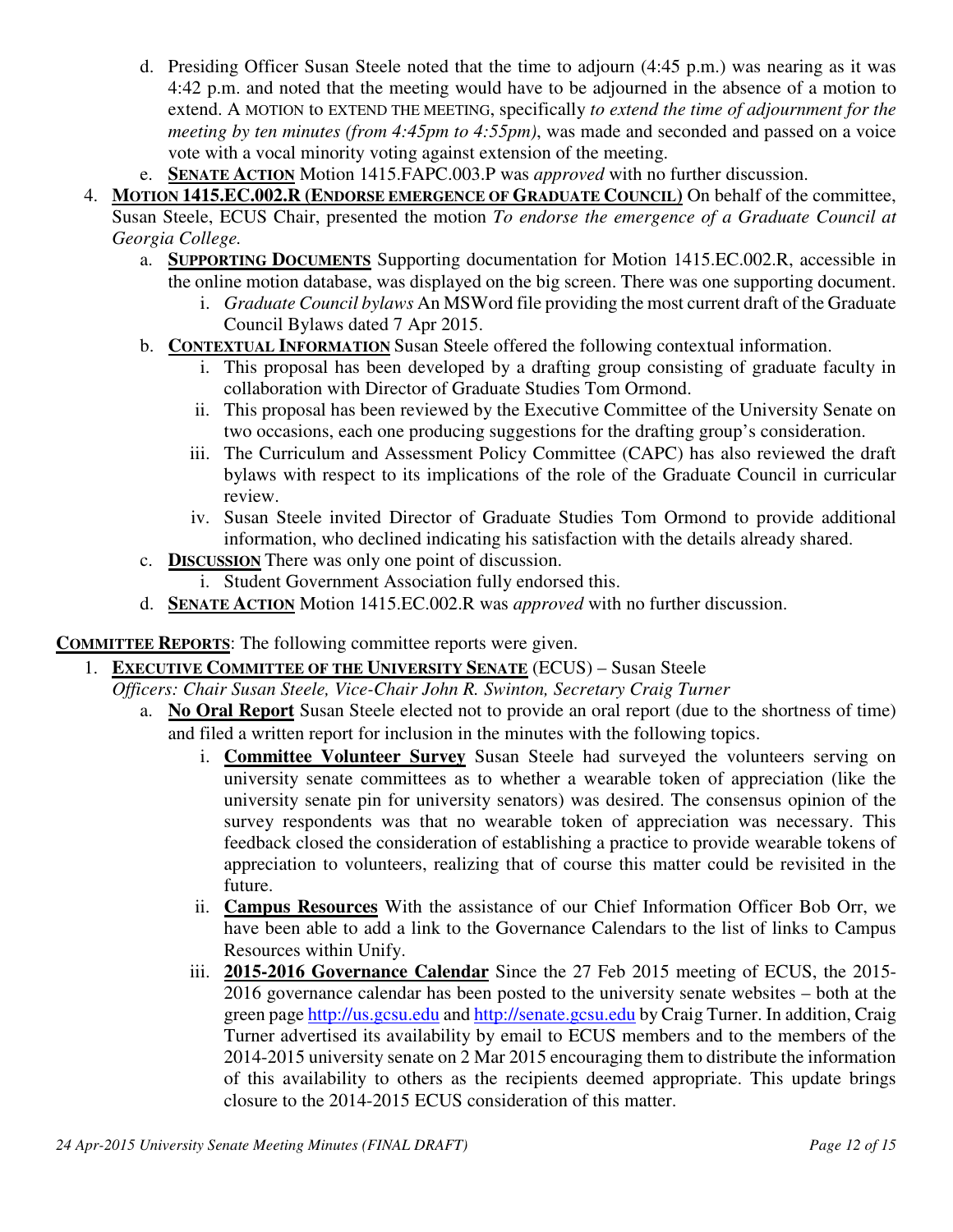d. Presiding Officer Susan Steele noted that the time to adjourn (4:45 p.m.) was nearing as it was 4:42 p.m. and noted that the meeting would have to be adjourned in the absence of a motion to extend. A MOTION to EXTEND THE MEETING, specifically *to extend the time of adjournment for the meeting by ten minutes (from 4:45pm to 4:55pm)*, was made and seconded and passed on a voice vote with a vocal minority voting against extension of the meeting.

e. **SENATE ACTION** Motion 1415.FAPC.003.P was *approved* with no further discussion.

4. **MOTION 1415.EC.002.R (ENDORSE EMERGENCE OF GRADUATE COUNCIL)** On behalf of the committee, Susan Steele, ECUS Chair, presented the motion *To endorse the emergence of a Graduate Council at Georgia College.*

   a. **SUPPORTING DOCUMENTS** Supporting documentation for Motion 1415.EC.002.R, accessible in the online motion database, was displayed on the big screen. There was one supporting document.
      i. *Graduate Council bylaws* An MSWord file providing the most current draft of the Graduate Council Bylaws dated 7 Apr 2015.

   b. **CONTEXTUAL INFORMATION** Susan Steele offered the following contextual information.
      i. This proposal has been developed by a drafting group consisting of graduate faculty in collaboration with Director of Graduate Studies Tom Ormond.
      ii. This proposal has been reviewed by the Executive Committee of the University Senate on two occasions, each one producing suggestions for the drafting group's consideration.
      iii. The Curriculum and Assessment Policy Committee (CAPC) has also reviewed the draft bylaws with respect to its implications of the role of the Graduate Council in curricular review.
      iv. Susan Steele invited Director of Graduate Studies Tom Ormond to provide additional information, who declined indicating his satisfaction with the details already shared.

   c. **DISCUSSION** There was only one point of discussion.
      i. Student Government Association fully endorsed this.

   d. **SENATE ACTION** Motion 1415.EC.002.R was *approved* with no further discussion.

**COMMITTEE REPORTS**: The following committee reports were given.

1. **EXECUTIVE COMMITTEE OF THE UNIVERSITY SENATE** (ECUS) – Susan Steele
   *Officers: Chair Susan Steele, Vice-Chair John R. Swinton, Secretary Craig Turner*

   a. **No Oral Report** Susan Steele elected not to provide an oral report (due to the shortness of time) and filed a written report for inclusion in the minutes with the following topics.
      i. **Committee Volunteer Survey** Susan Steele had surveyed the volunteers serving on university senate committees as to whether a wearable token of appreciation (like the university senate pin for university senators) was desired. The consensus opinion of the survey respondents was that no wearable token of appreciation was necessary. This feedback closed the consideration of establishing a practice to provide wearable tokens of appreciation to volunteers, realizing that of course this matter could be revisited in the future.
      ii. **Campus Resources** With the assistance of our Chief Information Officer Bob Orr, we have been able to add a link to the Governance Calendars to the list of links to Campus Resources within Unify.
      iii. **2015-2016 Governance Calendar** Since the 27 Feb 2015 meeting of ECUS, the 2015-2016 governance calendar has been posted to the university senate websites – both at the green page http://us.gcsu.edu and http://senate.gcsu.edu by Craig Turner. In addition, Craig Turner advertised its availability by email to ECUS members and to the members of the 2014-2015 university senate on 2 Mar 2015 encouraging them to distribute the information of this availability to others as the recipients deemed appropriate. This update brings closure to the 2014-2015 ECUS consideration of this matter.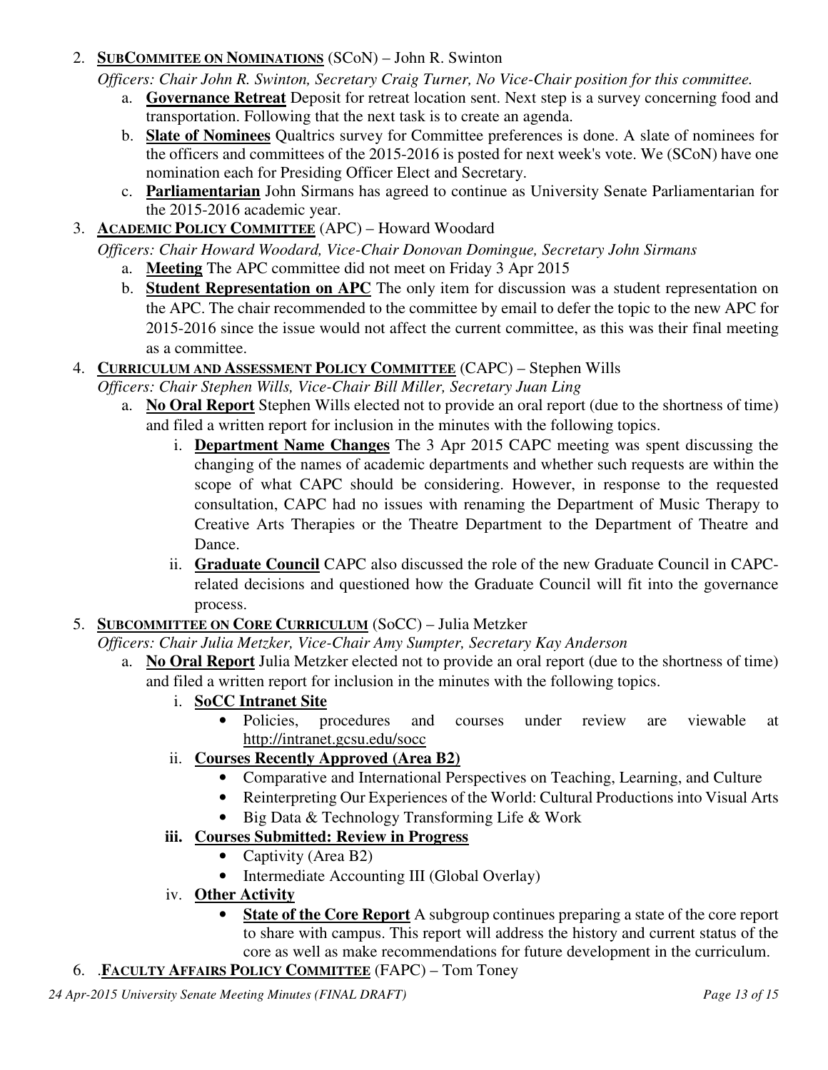2. **SUBCOMMITEE ON NOMINATIONS** (SCoN) – John R. Swinton

   *Officers: Chair John R. Swinton, Secretary Craig Turner, No Vice-Chair position for this committee.*

   a. **Governance Retreat** Deposit for retreat location sent. Next step is a survey concerning food and transportation. Following that the next task is to create an agenda.
   b. **Slate of Nominees** Qualtrics survey for Committee preferences is done. A slate of nominees for the officers and committees of the 2015-2016 is posted for next week's vote. We (SCoN) have one nomination each for Presiding Officer Elect and Secretary.
   c. **Parliamentarian** John Sirmans has agreed to continue as University Senate Parliamentarian for the 2015-2016 academic year.

3. **ACADEMIC POLICY COMMITTEE** (APC) – Howard Woodard

   *Officers: Chair Howard Woodard, Vice-Chair Donovan Domingue, Secretary John Sirmans*

   a. **Meeting** The APC committee did not meet on Friday 3 Apr 2015
   b. **Student Representation on APC** The only item for discussion was a student representation on the APC. The chair recommended to the committee by email to defer the topic to the new APC for 2015-2016 since the issue would not affect the current committee, as this was their final meeting as a committee.

4. **CURRICULUM AND ASSESSMENT POLICY COMMITTEE** (CAPC) – Stephen Wills

   *Officers: Chair Stephen Wills, Vice-Chair Bill Miller, Secretary Juan Ling*

   a. **No Oral Report** Stephen Wills elected not to provide an oral report (due to the shortness of time) and filed a written report for inclusion in the minutes with the following topics.
      i. **Department Name Changes** The 3 Apr 2015 CAPC meeting was spent discussing the changing of the names of academic departments and whether such requests are within the scope of what CAPC should be considering. However, in response to the requested consultation, CAPC had no issues with renaming the Department of Music Therapy to Creative Arts Therapies or the Theatre Department to the Department of Theatre and Dance.
      ii. **Graduate Council** CAPC also discussed the role of the new Graduate Council in CAPC-related decisions and questioned how the Graduate Council will fit into the governance process.

5. **SUBCOMMITTEE ON CORE CURRICULUM** (SoCC) – Julia Metzker

   *Officers: Chair Julia Metzker, Vice-Chair Amy Sumpter, Secretary Kay Anderson*

   a. **No Oral Report** Julia Metzker elected not to provide an oral report (due to the shortness of time) and filed a written report for inclusion in the minutes with the following topics.
      i. **SoCC Intranet Site**
         - Policies, procedures and courses under review are viewable at http://intranet.gcsu.edu/socc
      ii. **Courses Recently Approved (Area B2)**
         - Comparative and International Perspectives on Teaching, Learning, and Culture
         - Reinterpreting Our Experiences of the World: Cultural Productions into Visual Arts
         - Big Data & Technology Transforming Life & Work
      **iii. Courses Submitted: Review in Progress**
         - Captivity (Area B2)
         - Intermediate Accounting III (Global Overlay)
      iv. **Other Activity**
         - **State of the Core Report** A subgroup continues preparing a state of the core report to share with campus. This report will address the history and current status of the core as well as make recommendations for future development in the curriculum.

6. .**FACULTY AFFAIRS POLICY COMMITTEE** (FAPC) – Tom Toney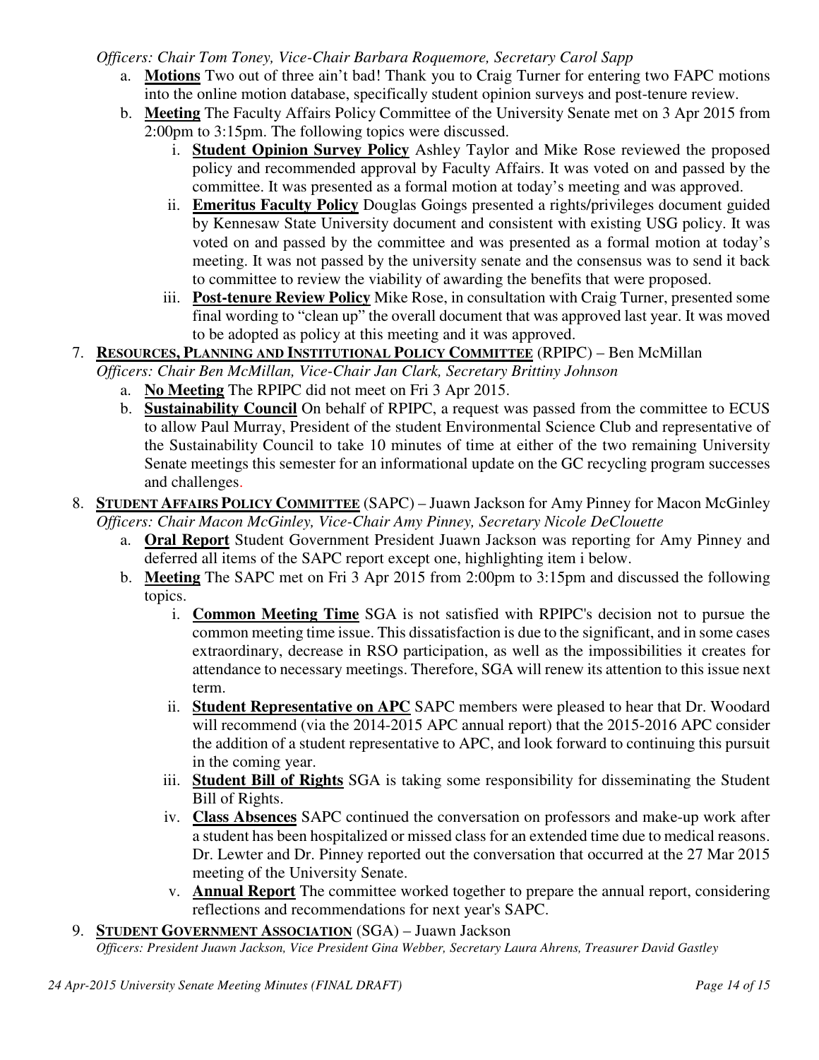*Officers: Chair Tom Toney, Vice-Chair Barbara Roquemore, Secretary Carol Sapp*

a. **Motions** Two out of three ain't bad! Thank you to Craig Turner for entering two FAPC motions into the online motion database, specifically student opinion surveys and post-tenure review.
b. **Meeting** The Faculty Affairs Policy Committee of the University Senate met on 3 Apr 2015 from 2:00pm to 3:15pm. The following topics were discussed.
   i. **Student Opinion Survey Policy** Ashley Taylor and Mike Rose reviewed the proposed policy and recommended approval by Faculty Affairs. It was voted on and passed by the committee. It was presented as a formal motion at today's meeting and was approved.
   ii. **Emeritus Faculty Policy** Douglas Goings presented a rights/privileges document guided by Kennesaw State University document and consistent with existing USG policy. It was voted on and passed by the committee and was presented as a formal motion at today's meeting. It was not passed by the university senate and the consensus was to send it back to committee to review the viability of awarding the benefits that were proposed.
   iii. **Post-tenure Review Policy** Mike Rose, in consultation with Craig Turner, presented some final wording to "clean up" the overall document that was approved last year. It was moved to be adopted as policy at this meeting and it was approved.

7. **RESOURCES, PLANNING AND INSTITUTIONAL POLICY COMMITTEE** (RPIPC) – Ben McMillan
*Officers: Chair Ben McMillan, Vice-Chair Jan Clark, Secretary Brittiny Johnson*
   a. **No Meeting** The RPIPC did not meet on Fri 3 Apr 2015.
   b. **Sustainability Council** On behalf of RPIPC, a request was passed from the committee to ECUS to allow Paul Murray, President of the student Environmental Science Club and representative of the Sustainability Council to take 10 minutes of time at either of the two remaining University Senate meetings this semester for an informational update on the GC recycling program successes and challenges.

8. **STUDENT AFFAIRS POLICY COMMITTEE** (SAPC) – Juawn Jackson for Amy Pinney for Macon McGinley
*Officers: Chair Macon McGinley, Vice-Chair Amy Pinney, Secretary Nicole DeClouette*
   a. **Oral Report** Student Government President Juawn Jackson was reporting for Amy Pinney and deferred all items of the SAPC report except one, highlighting item i below.
   b. **Meeting** The SAPC met on Fri 3 Apr 2015 from 2:00pm to 3:15pm and discussed the following topics.
      i. **Common Meeting Time** SGA is not satisfied with RPIPC's decision not to pursue the common meeting time issue. This dissatisfaction is due to the significant, and in some cases extraordinary, decrease in RSO participation, as well as the impossibilities it creates for attendance to necessary meetings. Therefore, SGA will renew its attention to this issue next term.
      ii. **Student Representative on APC** SAPC members were pleased to hear that Dr. Woodard will recommend (via the 2014-2015 APC annual report) that the 2015-2016 APC consider the addition of a student representative to APC, and look forward to continuing this pursuit in the coming year.
      iii. **Student Bill of Rights** SGA is taking some responsibility for disseminating the Student Bill of Rights.
      iv. **Class Absences** SAPC continued the conversation on professors and make-up work after a student has been hospitalized or missed class for an extended time due to medical reasons. Dr. Lewter and Dr. Pinney reported out the conversation that occurred at the 27 Mar 2015 meeting of the University Senate.
      v. **Annual Report** The committee worked together to prepare the annual report, considering reflections and recommendations for next year's SAPC.

9. **STUDENT GOVERNMENT ASSOCIATION** (SGA) – Juawn Jackson
*Officers: President Juawn Jackson, Vice President Gina Webber, Secretary Laura Ahrens, Treasurer David Gastley*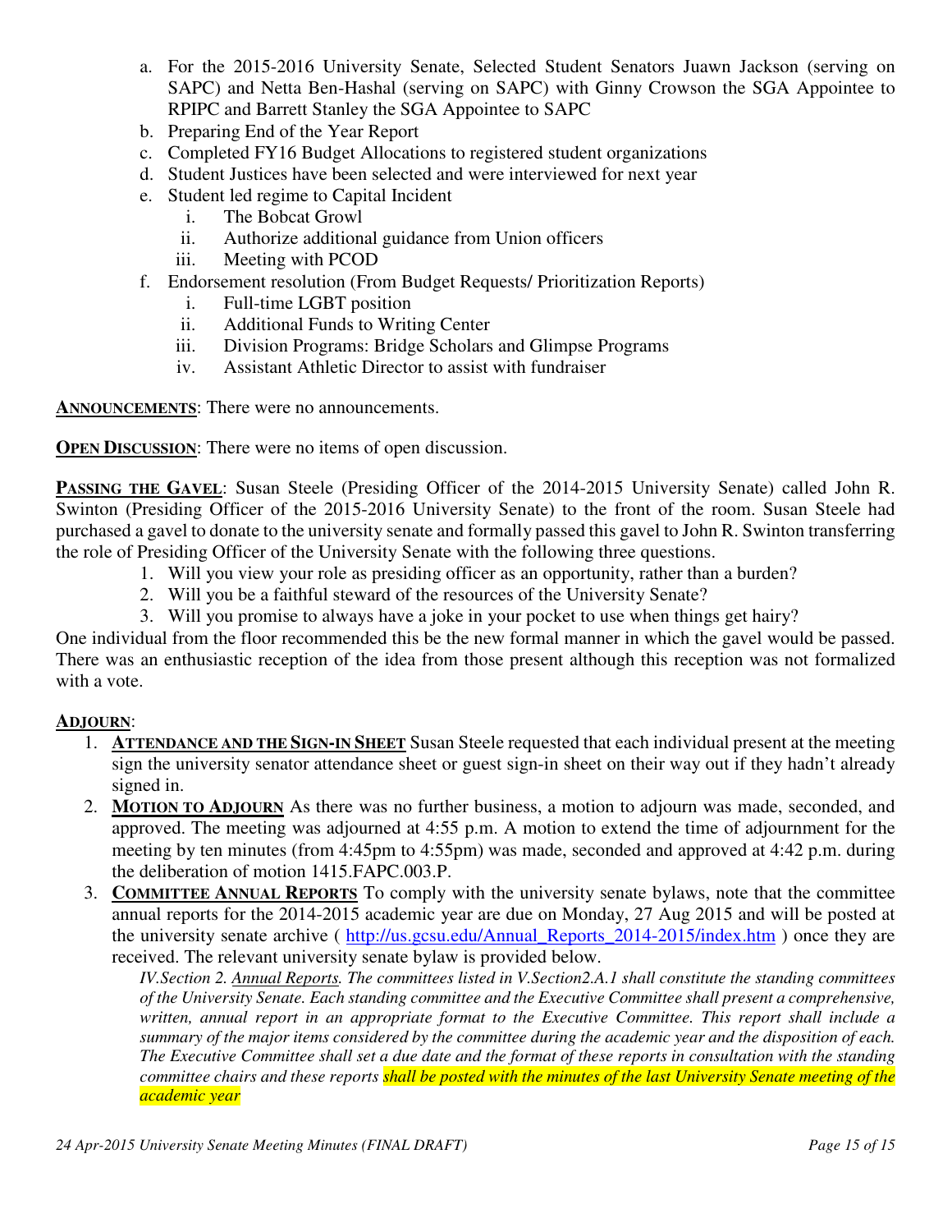a. For the 2015-2016 University Senate, Selected Student Senators Juawn Jackson (serving on SAPC) and Netta Ben-Hashal (serving on SAPC) with Ginny Crowson the SGA Appointee to RPIPC and Barrett Stanley the SGA Appointee to SAPC
b. Preparing End of the Year Report
c. Completed FY16 Budget Allocations to registered student organizations
d. Student Justices have been selected and were interviewed for next year
e. Student led regime to Capital Incident
    i. The Bobcat Growl
    ii. Authorize additional guidance from Union officers
    iii. Meeting with PCOD
f. Endorsement resolution (From Budget Requests/ Prioritization Reports)
    i. Full-time LGBT position
    ii. Additional Funds to Writing Center
    iii. Division Programs: Bridge Scholars and Glimpse Programs
    iv. Assistant Athletic Director to assist with fundraiser

**ANNOUNCEMENTS**: There were no announcements.

**OPEN DISCUSSION**: There were no items of open discussion.

**PASSING THE GAVEL**: Susan Steele (Presiding Officer of the 2014-2015 University Senate) called John R. Swinton (Presiding Officer of the 2015-2016 University Senate) to the front of the room. Susan Steele had purchased a gavel to donate to the university senate and formally passed this gavel to John R. Swinton transferring the role of Presiding Officer of the University Senate with the following three questions.

1. Will you view your role as presiding officer as an opportunity, rather than a burden?
2. Will you be a faithful steward of the resources of the University Senate?
3. Will you promise to always have a joke in your pocket to use when things get hairy?

One individual from the floor recommended this be the new formal manner in which the gavel would be passed. There was an enthusiastic reception of the idea from those present although this reception was not formalized with a vote.

**ADJOURN**:

1. **ATTENDANCE AND THE SIGN-IN SHEET** Susan Steele requested that each individual present at the meeting sign the university senator attendance sheet or guest sign-in sheet on their way out if they hadn't already signed in.
2. **MOTION TO ADJOURN** As there was no further business, a motion to adjourn was made, seconded, and approved. The meeting was adjourned at 4:55 p.m. A motion to extend the time of adjournment for the meeting by ten minutes (from 4:45pm to 4:55pm) was made, seconded and approved at 4:42 p.m. during the deliberation of motion 1415.FAPC.003.P.
3. **COMMITTEE ANNUAL REPORTS** To comply with the university senate bylaws, note that the committee annual reports for the 2014-2015 academic year are due on Monday, 27 Aug 2015 and will be posted at the university senate archive ( http://us.gcsu.edu/Annual_Reports_2014-2015/index.htm ) once they are received. The relevant university senate bylaw is provided below.

    *IV.Section 2. Annual Reports. The committees listed in V.Section2.A.1 shall constitute the standing committees of the University Senate. Each standing committee and the Executive Committee shall present a comprehensive, written, annual report in an appropriate format to the Executive Committee. This report shall include a summary of the major items considered by the committee during the academic year and the disposition of each. The Executive Committee shall set a due date and the format of these reports in consultation with the standing committee chairs and these reports shall be posted with the minutes of the last University Senate meeting of the academic year*